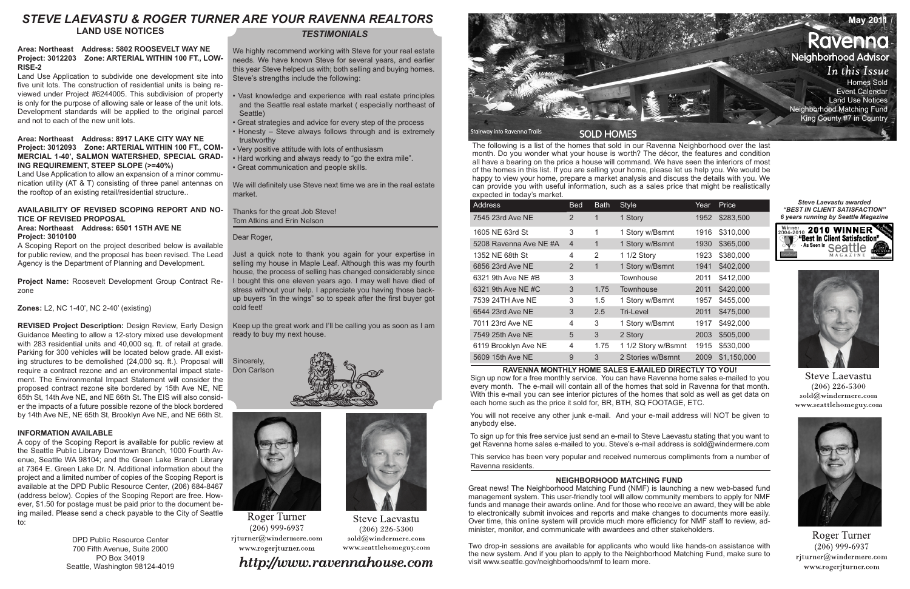# STEVE LAEVASTU & ROGER TURNER ARE YOUR RAVENNA REALTORS

## LAND USE NOTICES

**Area: Northeast Address: 5802 ROOSEVELT WAY NE Project: 3012203 Zone: ARTERIAL WITHIN 100 FT., LOW-RISE-2**

Land Use Application to subdivide one development site into five unit lots. The construction of residential units is being reviewed under Project #6244005. This subdivision of property is only for the purpose of allowing sale or lease of the unit lots. Development standards will be applied to the original parcel and not to each of the new unit lots.

**Area: Northeast Address: 8917 LAKE CITY WAY NE Project: 3012093 Zone: ARTERIAL WITHIN 100 FT., COMMERCIAL 1-40', SALMON WATERSHED, SPECIAL GRADING REQUIREMENT, STEEP SLOPE (>=40%)**

Land Use Application to allow an expansion of a minor communication utility (AT & T) consisting of three panel antennas on the rooftop of an existing retail/residential structure..

**AVAILABILITY OF REVISED SCOPING REPORT AND NOTICE OF REVISED PROPOSAL**
**Area: Northeast Address: 6501 15TH AVE NE**
**Project: 3010100**

A Scoping Report on the project described below is available for public review, and the proposal has been revised. The Lead Agency is the Department of Planning and Development.

**Project Name:** Roosevelt Development Group Contract Rezone

**Zones:** L2, NC 1-40', NC 2-40' (existing)

**REVISED Project Description:** Design Review, Early Design Guidance Meeting to allow a 12-story mixed use development with 283 residential units and 40,000 sq. ft. of retail at grade. Parking for 300 vehicles will be located below grade. All existing structures to be demolished (24,000 sq. ft.). Proposal will require a contract rezone and an environmental impact statement. The Environmental Impact Statement will consider the proposed contract rezone site bordered by 15th Ave NE, NE 65th St, 14th Ave NE, and NE 66th St. The EIS will also consider the impacts of a future possible rezone of the block bordered by 14th Ave NE, NE 65th St, Brooklyn Ave NE, and NE 66th St.

**INFORMATION AVAILABLE**

A copy of the Scoping Report is available for public review at the Seattle Public Library Downtown Branch, 1000 Fourth Avenue, Seattle WA 98104; and the Green Lake Branch Library at 7364 E. Green Lake Dr. N. Additional information about the project and a limited number of copies of the Scoping Report is available at the DPD Public Resource Center, (206) 684-8467 (address below). Copies of the Scoping Report are free. However, $1.50 for postage must be paid prior to the document being mailed. Please send a check payable to the City of Seattle to:

DPD Public Resource Center
700 Fifth Avenue, Suite 2000
PO Box 34019
Seattle, Washington 98124-4019

## *TESTIMONIALS*

We highly recommend working with Steve for your real estate needs. We have known Steve for several years, and earlier this year Steve helped us with; both selling and buying homes. Steve's strengths include the following:

- Vast knowledge and experience with real estate principles and the Seattle real estate market ( especially northeast of Seattle)
- Great strategies and advice for every step of the process
- Honesty – Steve always follows through and is extremely trustworthy
- Very positive attitude with lots of enthusiasm
- Hard working and always ready to "go the extra mile".
- Great communication and people skills.

We will definitely use Steve next time we are in the real estate market.

Thanks for the great Job Steve!
Tom Atkins and Erin Nelson

Dear Roger,

Just a quick note to thank you again for your expertise in selling my house in Maple Leaf. Although this was my fourth house, the process of selling has changed considerably since I bought this one eleven years ago. I may well have died of stress without your help. I appreciate you having those back-up buyers "in the wings" so to speak after the first buyer got cold feet!

Keep up the great work and I'll be calling you as soon as I am ready to buy my next house.

Sincerely,
Don Carlson

Roger Turner
(206) 999-6937
rjturner@windermere.com
www.rogerjturner.com

Steve Laevastu
(206) 226-5300
sold@windermere.com
www.seattlehomeguy.com

*http://www.ravennahouse.com*

May 2011

# Ravenna
## Neighborhood Advisor

*In this Issue*
Homes Sold
Event Calendar
Land Use Notices
Neighborhood Matching Fund
King County #7 in Country

Stairway into Ravenna Trails

## SOLD HOMES

The following is a list of the homes that sold in our Ravenna Neighborhood over the last month. Do you wonder what your house is worth? The décor, the features and condition all have a bearing on the price a house will command. We have seen the interiors of most of the homes in this list. If you are selling your home, please let us help you. We would be happy to view your home, prepare a market analysis and discuss the details with you. We can provide you with useful information, such as a sales price that might be realistically expected in today's market.

| Address | Bed | Bath | Style | Year | Price |
|---|---|---|---|---|---|
| 7545 23rd Ave NE | 2 | 1 | 1 Story | 1952 | $283,500 |
| 1605 NE 63rd St | 3 | 1 | 1 Story w/Bsmnt | 1916 | $310,000 |
| 5208 Ravenna Ave NE #A | 4 | 1 | 1 Story w/Bsmnt | 1930 | $365,000 |
| 1352 NE 68th St | 4 | 2 | 1 1/2 Story | 1923 | $380,000 |
| 6856 23rd Ave NE | 2 | 1 | 1 Story w/Bsmnt | 1941 | $402,000 |
| 6321 9th Ave NE #B | 3 | | Townhouse | 2011 | $412,000 |
| 6321 9th Ave NE #C | 3 | 1.75 | Townhouse | 2011 | $420,000 |
| 7539 24TH Ave NE | 3 | 1.5 | 1 Story w/Bsmnt | 1957 | $455,000 |
| 6544 23rd Ave NE | 3 | 2.5 | Tri-Level | 2011 | $475,000 |
| 7011 23rd Ave NE | 4 | 3 | 1 Story w/Bsmnt | 1917 | $492,000 |
| 7549 25th Ave NE | 5 | 3 | 2 Story | 2003 | $505,000 |
| 6119 Brooklyn Ave NE | 4 | 1.75 | 1 1/2 Story w/Bsmnt | 1915 | $530,000 |
| 5609 15th Ave NE | 9 | 3 | 2 Stories w/Bsmnt | 2009 | $1,150,000 |

**RAVENNA MONTHLY HOME SALES E-MAILED DIRECTLY TO YOU!**

Sign up now for a free monthly service. You can have Ravenna home sales e-mailed to you every month. The e-mail will contain all of the homes that sold in Ravenna for that month. With this e-mail you can see interior pictures of the homes that sold as well as get data on each home such as the price it sold for, BR, BTH, SQ FOOTAGE, ETC.

You will not receive any other junk e-mail. And your e-mail address will NOT be given to anybody else.

To sign up for this free service just send an e-mail to Steve Laevastu stating that you want to get Ravenna home sales e-mailed to you. Steve's e-mail address is sold@windermere.com

This service has been very popular and received numerous compliments from a number of Ravenna residents.

**NEIGHBORHOOD MATCHING FUND**

Great news! The Neighborhood Matching Fund (NMF) is launching a new web-based fund management system. This user-friendly tool will allow community members to apply for NMF funds and manage their awards online. And for those who receive an award, they will be able to electronically submit invoices and reports and make changes to documents more easily. Over time, this online system will provide much more efficiency for NMF staff to review, administer, monitor, and communicate with awardees and other stakeholders.

Two drop-in sessions are available for applicants who would like hands-on assistance with the new system. And if you plan to apply to the Neighborhood Matching Fund, make sure to visit www.seattle.gov/neighborhoods/nmf to learn more.

***Steve Laevastu awarded "BEST IN CLIENT SATISFACTION" 6 years running by Seattle Magazine***

Winner 2004-2010 **2010 WINNER** "Best In Client Satisfaction" - As Seen in Seattle Magazine

Steve Laevastu
(206) 226-5300
sold@windermere.com
www.seattlehomeguy.com

Roger Turner
(206) 999-6937
rjturner@windermere.com
www.rogerjturner.com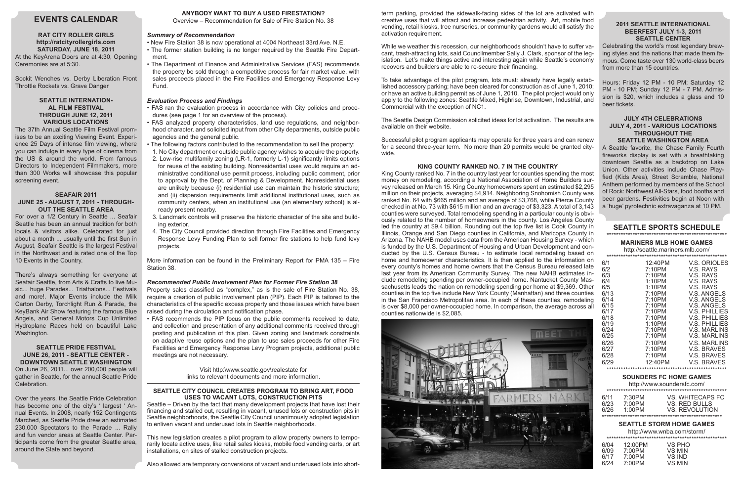# EVENTS CALENDAR

### RAT CITY ROLLER GIRLS
### http://ratcityrollergirls.com
### SATURDAY, JUNE 18, 2011

At the KeyArena Doors are at 4:30, Opening Ceremonies are at 5:30.

Sockit Wenches vs. Derby Liberation Front Throttle Rockets vs. Grave Danger

### SEATTLE INTERNATIONAL FILM FESTIVAL
### THROUGH JUNE 12, 2011
### VARIOUS LOCATIONS

The 37th Annual Seattle Film Festival promises to be an exciting Viewing Event. Experience 25 Days of intense film viewing, where you can indulge in every type of cinema from the US & around the world. From famous Directors to Independent Filmmakers, more than 300 Works will showcase this popular screening event.

### SEAFAIR 2011
### JUNE 25 - AUGUST 7, 2011 - THROUGHOUT THE SEATTLE AREA

For over a 1/2 Century in Seattle ... Seafair Seattle has been an annual tradition for both locals & visitors alike. Celebrated for just about a month ... usually until the first Sun in August, Seafair Seattle is the largest Festival in the Northwest and is rated one of the Top 10 Events in the Country.

There's always something for everyone at Seafair Seattle, from Arts & Crafts to live Music... huge Parades... Triathalons... Festivals and more!. Major Events include the Milk Carton Derby, Torchlight Run & Parade, the KeyBank Air Show featuring the famous Blue Angels, and General Motors Cup Unlimited Hydroplane Races held on beautiful Lake Washington.

### SEATTLE PRIDE FESTIVAL
### JUNE 26, 2011 - SEATTLE CENTER - DOWNTOWN SEATTLE WASHINGTON

On June 26, 2011... over 200,000 people will gather in Seattle, for the annual Seattle Pride Celebration.

Over the years, the Seattle Pride Celebration has become one of the city's ' largest ' Annual Events. In 2008, nearly 152 Contingents Marched, as Seattle Pride drew an estimated 230,000 Spectators to the Parade ... Rally and fun vendor areas at Seattle Center. Participants come from the greater Seattle area, around the State and beyond.

## ANYBODY WANT TO BUY A USED FIRESTATION?

Overview – Recommendation for Sale of Fire Station No. 38

### *Summary of Recommendation*

- New Fire Station 38 is now operational at 4004 Northeast 33rd Ave. N.E.
- The former station building is no longer required by the Seattle Fire Department.
- The Department of Finance and Administrative Services (FAS) recommends the property be sold through a competitive process for fair market value, with sales proceeds placed in the Fire Facilities and Emergency Response Levy Fund.

### *Evaluation Process and Findings*

- FAS ran the evaluation process in accordance with City policies and procedures (see page 1 for an overview of the process).
- FAS analyzed property characteristics, land use regulations, and neighborhood character, and solicited input from other City departments, outside public agencies and the general public.
- The following factors contributed to the recommendation to sell the property:
  1. No City department or outside public agency wishes to acquire the property.
  2. Low-rise multifamily zoning (LR-1, formerly L-1) significantly limits options for reuse of the existing building. Nonresidential uses would require an administrative conditional use permit process, including public comment, prior to approval by the Dept. of Planning & Development. Nonresidential uses are unlikely because (i) residential use can maintain the historic structure; and (ii) dispersion requirements limit additional institutional uses, such as community centers, when an institutional use (an elementary school) is already present nearby.
  3. Landmark controls will preserve the historic character of the site and building exterior.
  4. The City Council provided direction through Fire Facilities and Emergency Response Levy Funding Plan to sell former fire stations to help fund levy projects.

More information can be found in the Preliminary Report for PMA 135 – Fire Station 38.

### *Recommended Public Involvement Plan for Former Fire Station 38*

Property sales classified as "complex," as is the sale of Fire Station No. 38, require a creation of public involvement plan (PIP). Each PIP is tailored to the characteristics of the specific excess property and those issues which have been raised during the circulation and notification phase.

- FAS recommends the PIP focus on the public comments received to date, and collection and presentation of any additional comments received through posting and publication of this plan. Given zoning and landmark constraints on adaptive reuse options and the plan to use sales proceeds for other Fire Facilities and Emergency Response Levy Program projects, additional public meetings are not necessary.

Visit http:\www.seattle.gov\realestate for links to relevant documents and more information.

## SEATTLE CITY COUNCIL CREATES PROGRAM TO BRING ART, FOOD USES TO VACANT LOTS, CONSTRUCTION PITS

Seattle – Driven by the fact that many development projects that have lost their financing and stalled out, resulting in vacant, unused lots or construction pits in Seattle neighborhoods, the Seattle City Council unanimously adopted legislation to enliven vacant and underused lots in Seattle neighborhoods.

This new legislation creates a pilot program to allow property owners to temporarily locate active uses, like retail sales kiosks, mobile food vending carts, or art installations, on sites of stalled construction projects.

Also allowed are temporary conversions of vacant and underused lots into short-term parking, provided the sidewalk-facing sides of the lot are activated with creative uses that will attract and increase pedestrian activity. Art, mobile food vending, retail kiosks, tree nurseries, or community gardens would all satisfy the activation requirement.

While we weather this recession, our neighborhoods shouldn't have to suffer vacant, trash-attracting lots, said Councilmember Sally J. Clark, sponsor of the legislation. Let's make things active and interesting again while Seattle's economy recovers and builders are able to re-secure their financing.

To take advantage of the pilot program, lots must: already have legally established accessory parking; have been cleared for construction as of June 1, 2010; or have an active building permit as of June 1, 2010. The pilot project would only apply to the following zones: Seattle Mixed, Highrise, Downtown, Industrial, and Commercial with the exception of NC1.

The Seattle Design Commission solicited ideas for lot activation. The results are available on their website.

Successful pilot program applicants may operate for three years and can renew for a second three-year term. No more than 20 permits would be granted citywide.

## KING COUNTY RANKED NO. 7 IN THE COUNTRY

King County ranked No. 7 in the country last year for counties spending the most money on remodeling, according a National Association of Home Builders survey released on March 15. King County homeowners spent an estimated $2,295 million on their projects, averaging $4,914. Neighboring Snohomish County was ranked No. 64 with $665 million and an average of $3,768, while Pierce County checked in at No. 73 with $615 million and an average of $3,323. A total of 3,143 counties were surveyed. Total remodeling spending in a particular county is obviously related to the number of homeowners in the county. Los Angeles County led the country at $9.4 billion. Rounding out the top five list is Cook County in Illinois, Orange and San Diego counties in California, and Maricopa County in Arizona. The NAHB model uses data from the American Housing Survey - which is funded by the U.S. Department of Housing and Urban Development and conducted by the U.S. Census Bureau - to estimate local remodeling based on home and homeowner characteristics. It is then applied to the information on every county's homes and home owners that the Census Bureau released late last year from its American Community Survey. The new NAHB estimates include remodeling spending per owner-occupied home. Nantucket County Massachusetts leads the nation on remodeling spending per home at $9,369. Other counties in the top five include New York County (Manhattan) and three counties in the San Francisco Metropolitan area. In each of these counties, remodeling is over $8,000 per owner-occupied home. In comparison, the average across all counties nationwide is $2,085.

### 2011 SEATTLE INTERNATIONAL BEERFEST JULY 1-3, 2011 SEATTLE CENTER

Celebrating the world's most legendary brewing styles and the nations that made them famous. Come taste over 130 world-class beers from more than 15 countries.

Hours: Friday 12 PM - 10 PM; Saturday 12 PM - 10 PM; Sunday 12 PM - 7 PM. Admission is $20, which includes a glass and 10 beer tickets.

### JULY 4TH CELEBRATIONS
### JULY 4, 2011 - VARIOUS LOCATIONS THROUGHOUT THE SEATTLE WASHINGTON AREA

A Seattle favorite, the Chase Family Fourth fireworks display is set with a breathtaking downtown Seattle as a backdrop on Lake Union. Other activities include Chase Playfied (Kids Area), Street Scramble, National Anthem performed by members of the School of Rock: Northwest All-Stars, food booths and beer gardens. Festivities begin at Noon with a 'huge' pyrotechnic extravaganza at 10 PM.

## SEATTLE SPORTS SCHEDULE

### MARINERS MLB HOME GAMES

http://seattle.mariners.mlb.com/

| | | |
|---|---|---|
| 6/1 | 12:40PM | V.S. ORIOLES |
| 6/2 | 7:10PM | V.S. RAYS |
| 6/3 | 7:10PM | V.S. RAYS |
| 6/4 | 1:10PM | V.S. RAYS |
| 6/5 | 1:10PM | V.S. RAYS |
| 6/13 | 7:10PM | V.S. ANGELS |
| 6/14 | 7:10PM | V.S. ANGELS |
| 6/15 | 7:10PM | V.S. ANGELS |
| 6/17 | 7:10PM | V.S. PHILLIES |
| 6/18 | 7:10PM | V.S. PHILLIES |
| 6/19 | 1:10PM | V.S. PHILLIES |
| 6/24 | 7:10PM | V.S. MARLINS |
| 6/25 | 7:10PM | V.S. MARLINS |
| 6/26 | 7:10PM | V.S. MARLINS |
| 6/27 | 7:10PM | V.S. BRAVES |
| 6/28 | 7:10PM | V.S. BRAVES |
| 6/29 | 12:40PM | V.S. BRAVES |

### SOUNDERS FC HOME GAMES

http://www.soundersfc.com/

| | | |
|---|---|---|
| 6/11 | 7:30PM | VS. WHITECAPS FC |
| 6/23 | 7:00PM | VS. RED BULLS |
| 6/26 | 1:00PM | VS. REVOLUTION |

### SEATTLE STORM HOME GAMES

http://www.wnba.com/storm/

| | | |
|---|---|---|
| 6/04 | 12:00PM | VS PHO |
| 6/09 | 7:00PM | VS MIN |
| 6/17 | 7:00PM | VS IND |
| 6/24 | 7:00PM | VS MIN |